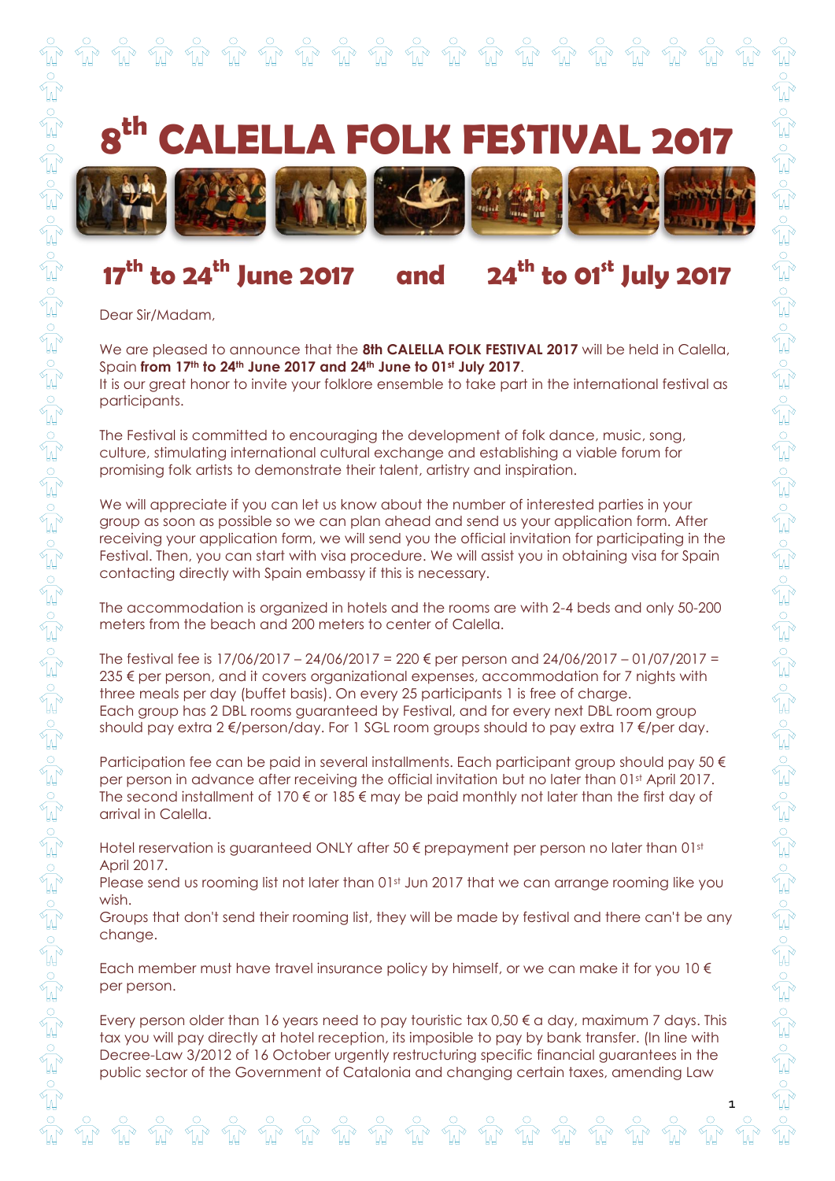# 8th CALELLA FOLK FESTIVAL 2017

## 17th to 24th June 2017 and 24th to 01st July 2017

Dear Sir/Madam,

We are pleased to announce that the **8th CALELLA FOLK FESTIVAL 2017** will be held in Calella, Spain **from 17th to 24th June 2017 and 24th June to 01st July 2017**.
It is our great honor to invite your folklore ensemble to take part in the international festival as participants.

The Festival is committed to encouraging the development of folk dance, music, song, culture, stimulating international cultural exchange and establishing a viable forum for promising folk artists to demonstrate their talent, artistry and inspiration.

We will appreciate if you can let us know about the number of interested parties in your group as soon as possible so we can plan ahead and send us your application form. After receiving your application form, we will send you the official invitation for participating in the Festival. Then, you can start with visa procedure. We will assist you in obtaining visa for Spain contacting directly with Spain embassy if this is necessary.

The accommodation is organized in hotels and the rooms are with 2-4 beds and only 50-200 meters from the beach and 200 meters to center of Calella.

The festival fee is 17/06/2017 – 24/06/2017 = 220 € per person and 24/06/2017 – 01/07/2017 = 235 € per person, and it covers organizational expenses, accommodation for 7 nights with three meals per day (buffet basis). On every 25 participants 1 is free of charge.
Each group has 2 DBL rooms guaranteed by Festival, and for every next DBL room group should pay extra 2 €/person/day. For 1 SGL room groups should to pay extra 17 €/per day.

Participation fee can be paid in several installments. Each participant group should pay 50 € per person in advance after receiving the official invitation but no later than 01st April 2017. The second installment of 170 € or 185 € may be paid monthly not later than the first day of arrival in Calella.

Hotel reservation is guaranteed ONLY after 50 € prepayment per person no later than 01st April 2017.
Please send us rooming list not later than 01st Jun 2017 that we can arrange rooming like you wish.
Groups that don't send their rooming list, they will be made by festival and there can't be any change.

Each member must have travel insurance policy by himself, or we can make it for you 10 € per person.

Every person older than 16 years need to pay touristic tax 0,50 € a day, maximum 7 days. This tax you will pay directly at hotel reception, its imposible to pay by bank transfer. (In line with Decree-Law 3/2012 of 16 October urgently restructuring specific financial guarantees in the public sector of the Government of Catalonia and changing certain taxes, amending Law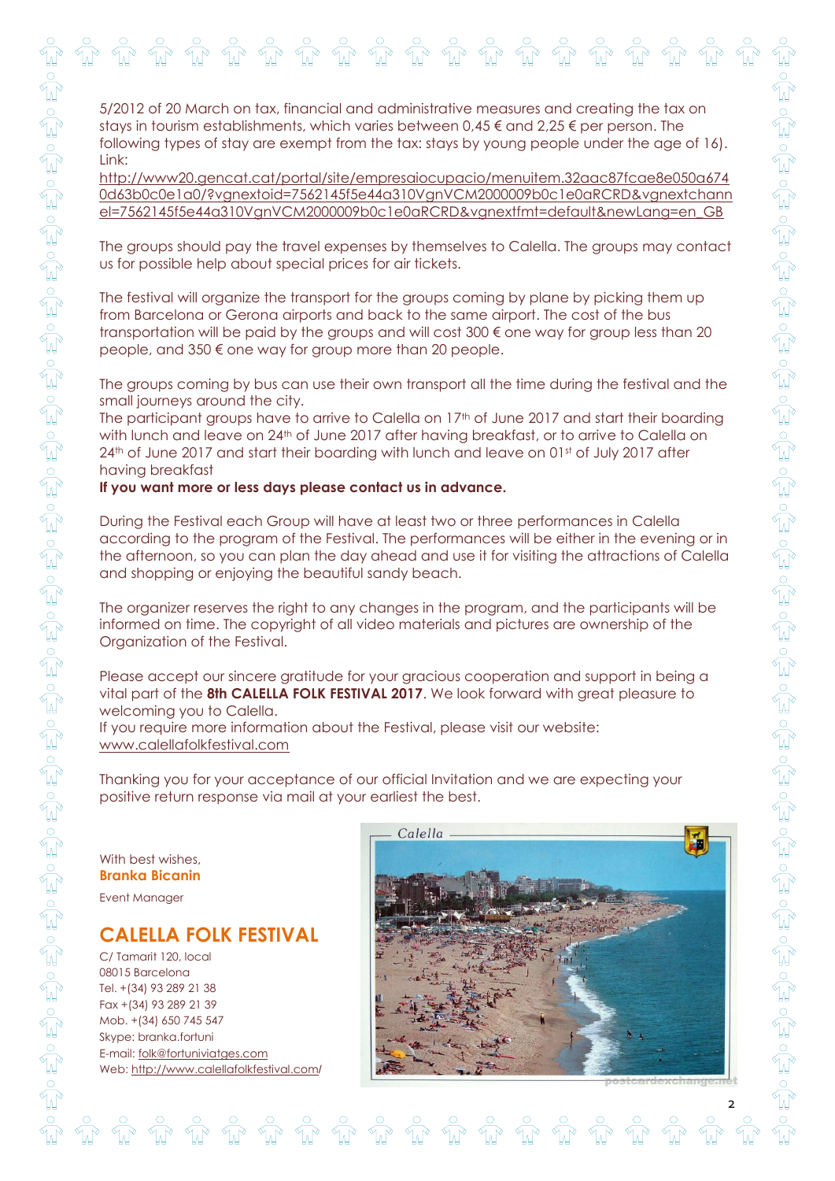5/2012 of 20 March on tax, financial and administrative measures and creating the tax on stays in tourism establishments, which varies between 0,45 € and 2,25 € per person. The following types of stay are exempt from the tax: stays by young people under the age of 16). Link:
http://www20.gencat.cat/portal/site/empresaiocupacio/menuitem.32aac87fcae8e050a6740d63b0c0e1a0/?vgnextoid=7562145f5e44a310VgnVCM2000009b0c1e0aRCRD&vgnextchannel=7562145f5e44a310VgnVCM2000009b0c1e0aRCRD&vgnextfmt=default&newLang=en_GB

The groups should pay the travel expenses by themselves to Calella. The groups may contact us for possible help about special prices for air tickets.

The festival will organize the transport for the groups coming by plane by picking them up from Barcelona or Gerona airports and back to the same airport. The cost of the bus transportation will be paid by the groups and will cost 300 € one way for group less than 20 people, and 350 € one way for group more than 20 people.

The groups coming by bus can use their own transport all the time during the festival and the small journeys around the city.
The participant groups have to arrive to Calella on 17th of June 2017 and start their boarding with lunch and leave on 24th of June 2017 after having breakfast, or to arrive to Calella on 24th of June 2017 and start their boarding with lunch and leave on 01st of July 2017 after having breakfast
**If you want more or less days please contact us in advance.**

During the Festival each Group will have at least two or three performances in Calella according to the program of the Festival. The performances will be either in the evening or in the afternoon, so you can plan the day ahead and use it for visiting the attractions of Calella and shopping or enjoying the beautiful sandy beach.

The organizer reserves the right to any changes in the program, and the participants will be informed on time. The copyright of all video materials and pictures are ownership of the Organization of the Festival.

Please accept our sincere gratitude for your gracious cooperation and support in being a vital part of the **8th CALELLA FOLK FESTIVAL 2017**. We look forward with great pleasure to welcoming you to Calella.
If you require more information about the Festival, please visit our website: www.calellafolkfestival.com

Thanking you for your acceptance of our official Invitation and we are expecting your positive return response via mail at your earliest the best.

With best wishes,
**Branka Bicanin**
Event Manager

## CALELLA FOLK FESTIVAL

C/ Tamarit 120, local
08015 Barcelona
Tel. +(34) 93 289 21 38
Fax +(34) 93 289 21 39
Mob. +(34) 650 745 547
Skype: branka.fortuni
E-mail: folk@fortuniviatges.com
Web: http://www.calellafolkfestival.com/

Calella